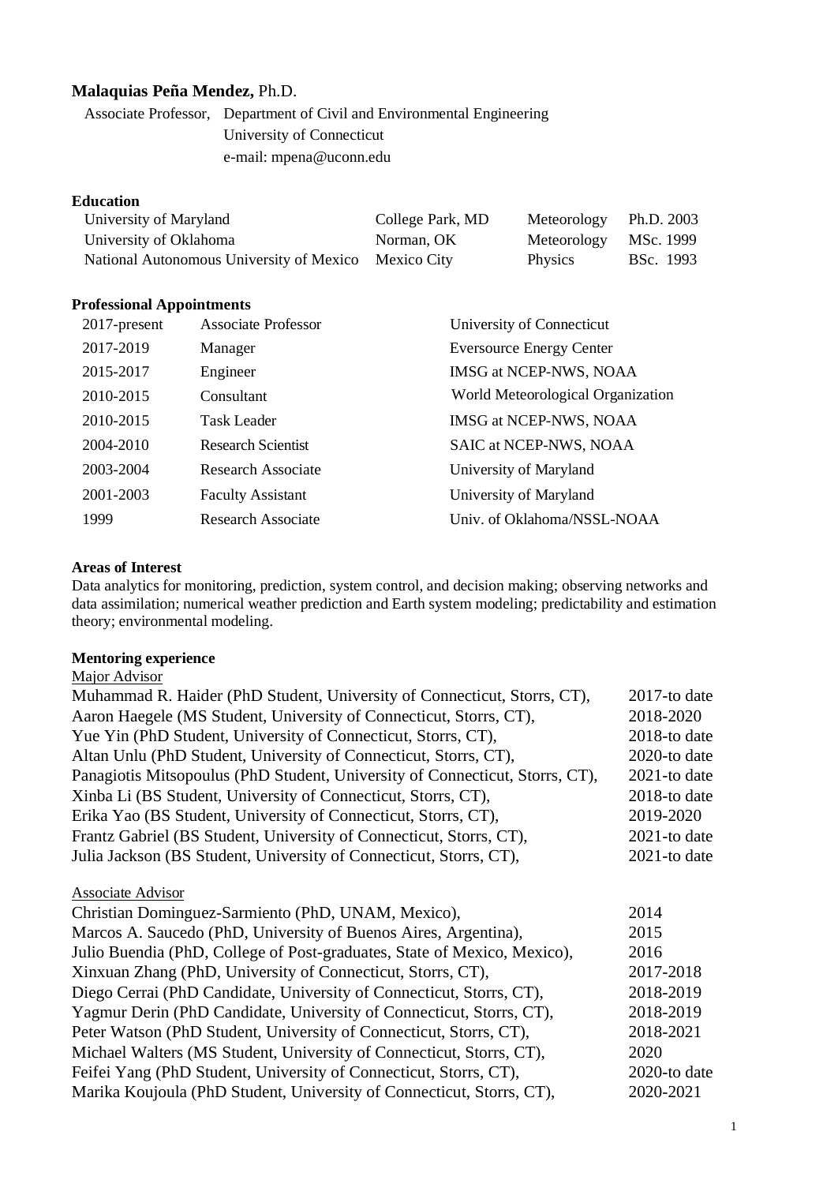**Malaquias Peña Mendez,** Ph.D.

Associate Professor, Department of Civil and Environmental Engineering
University of Connecticut
e-mail: mpena@uconn.edu

**Education**

| | | | |
|---|---|---|---|
| University of Maryland | College Park, MD | Meteorology | Ph.D. 2003 |
| University of Oklahoma | Norman, OK | Meteorology | MSc. 1999 |
| National Autonomous University of Mexico | Mexico City | Physics | BSc. 1993 |

**Professional Appointments**

| | | |
|---|---|---|
| 2017-present | Associate Professor | University of Connecticut |
| 2017-2019 | Manager | Eversource Energy Center |
| 2015-2017 | Engineer | IMSG at NCEP-NWS, NOAA |
| 2010-2015 | Consultant | World Meteorological Organization |
| 2010-2015 | Task Leader | IMSG at NCEP-NWS, NOAA |
| 2004-2010 | Research Scientist | SAIC at NCEP-NWS, NOAA |
| 2003-2004 | Research Associate | University of Maryland |
| 2001-2003 | Faculty Assistant | University of Maryland |
| 1999 | Research Associate | Univ. of Oklahoma/NSSL-NOAA |

**Areas of Interest**

Data analytics for monitoring, prediction, system control, and decision making; observing networks and data assimilation; numerical weather prediction and Earth system modeling; predictability and estimation theory; environmental modeling.

**Mentoring experience**

Major Advisor

| | |
|---|---|
| Muhammad R. Haider (PhD Student, University of Connecticut, Storrs, CT), | 2017-to date |
| Aaron Haegele (MS Student, University of Connecticut, Storrs, CT), | 2018-2020 |
| Yue Yin (PhD Student, University of Connecticut, Storrs, CT), | 2018-to date |
| Altan Unlu (PhD Student, University of Connecticut, Storrs, CT), | 2020-to date |
| Panagiotis Mitsopoulus (PhD Student, University of Connecticut, Storrs, CT), | 2021-to date |
| Xinba Li (BS Student, University of Connecticut, Storrs, CT), | 2018-to date |
| Erika Yao (BS Student, University of Connecticut, Storrs, CT), | 2019-2020 |
| Frantz Gabriel (BS Student, University of Connecticut, Storrs, CT), | 2021-to date |
| Julia Jackson (BS Student, University of Connecticut, Storrs, CT), | 2021-to date |

Associate Advisor

| | |
|---|---|
| Christian Dominguez-Sarmiento (PhD, UNAM, Mexico), | 2014 |
| Marcos A. Saucedo (PhD, University of Buenos Aires, Argentina), | 2015 |
| Julio Buendia (PhD, College of Post-graduates, State of Mexico, Mexico), | 2016 |
| Xinxuan Zhang (PhD, University of Connecticut, Storrs, CT), | 2017-2018 |
| Diego Cerrai (PhD Candidate, University of Connecticut, Storrs, CT), | 2018-2019 |
| Yagmur Derin (PhD Candidate, University of Connecticut, Storrs, CT), | 2018-2019 |
| Peter Watson (PhD Student, University of Connecticut, Storrs, CT), | 2018-2021 |
| Michael Walters (MS Student, University of Connecticut, Storrs, CT), | 2020 |
| Feifei Yang (PhD Student, University of Connecticut, Storrs, CT), | 2020-to date |
| Marika Koujoula (PhD Student, University of Connecticut, Storrs, CT), | 2020-2021 |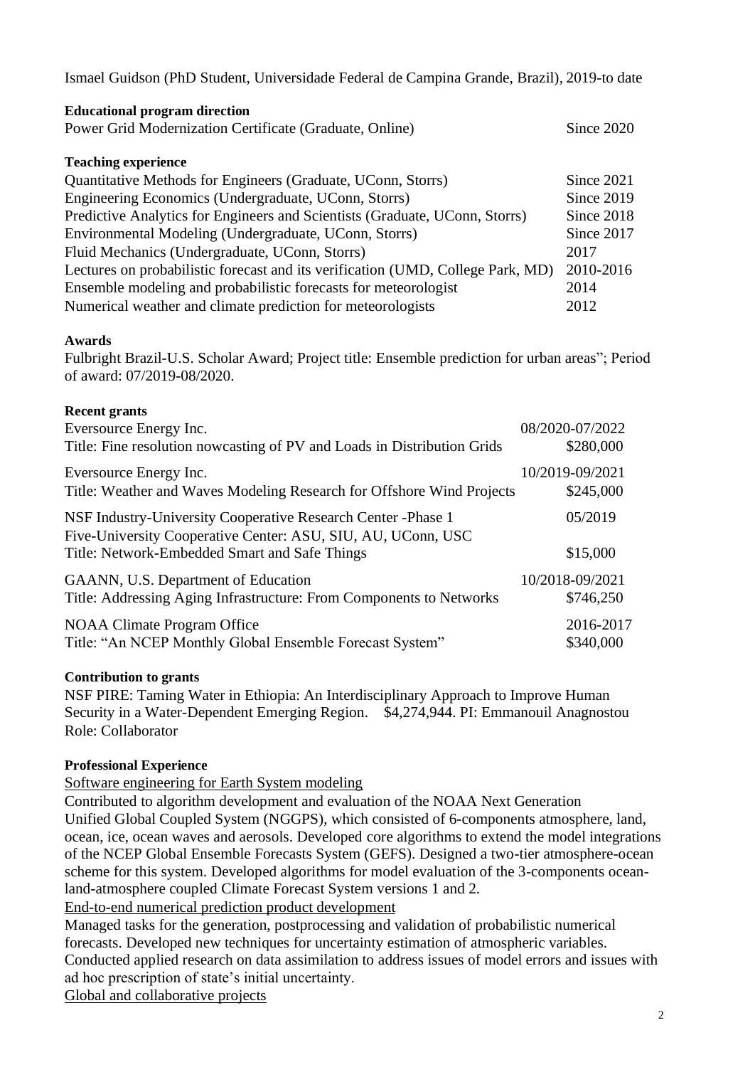Ismael Guidson (PhD Student, Universidade Federal de Campina Grande, Brazil), 2019-to date

**Educational program direction**

| | |
|---|---|
| Power Grid Modernization Certificate (Graduate, Online) | Since 2020 |

**Teaching experience**

| | |
|---|---|
| Quantitative Methods for Engineers (Graduate, UConn, Storrs) | Since 2021 |
| Engineering Economics (Undergraduate, UConn, Storrs) | Since 2019 |
| Predictive Analytics for Engineers and Scientists (Graduate, UConn, Storrs) | Since 2018 |
| Environmental Modeling (Undergraduate, UConn, Storrs) | Since 2017 |
| Fluid Mechanics (Undergraduate, UConn, Storrs) | 2017 |
| Lectures on probabilistic forecast and its verification (UMD, College Park, MD) | 2010-2016 |
| Ensemble modeling and probabilistic forecasts for meteorologist | 2014 |
| Numerical weather and climate prediction for meteorologists | 2012 |

**Awards**

Fulbright Brazil-U.S. Scholar Award; Project title: Ensemble prediction for urban areas"; Period of award: 07/2019-08/2020.

**Recent grants**

| | |
|---|---|
| Eversource Energy Inc. | 08/2020-07/2022 |
| Title: Fine resolution nowcasting of PV and Loads in Distribution Grids | \$280,000 |
| Eversource Energy Inc. | 10/2019-09/2021 |
| Title: Weather and Waves Modeling Research for Offshore Wind Projects | \$245,000 |
| NSF Industry-University Cooperative Research Center -Phase 1 | 05/2019 |
| Five-University Cooperative Center: ASU, SIU, AU, UConn, USC | |
| Title: Network-Embedded Smart and Safe Things | \$15,000 |
| GAANN, U.S. Department of Education | 10/2018-09/2021 |
| Title: Addressing Aging Infrastructure: From Components to Networks | \$746,250 |
| NOAA Climate Program Office | 2016-2017 |
| Title: "An NCEP Monthly Global Ensemble Forecast System" | \$340,000 |

**Contribution to grants**

NSF PIRE: Taming Water in Ethiopia: An Interdisciplinary Approach to Improve Human Security in a Water-Dependent Emerging Region. \$4,274,944. PI: Emmanouil Anagnostou
Role: Collaborator

**Professional Experience**

<u>Software engineering for Earth System modeling</u>

Contributed to algorithm development and evaluation of the NOAA Next Generation Unified Global Coupled System (NGGPS), which consisted of 6-components atmosphere, land, ocean, ice, ocean waves and aerosols. Developed core algorithms to extend the model integrations of the NCEP Global Ensemble Forecasts System (GEFS). Designed a two-tier atmosphere-ocean scheme for this system. Developed algorithms for model evaluation of the 3-components ocean-land-atmosphere coupled Climate Forecast System versions 1 and 2.

<u>End-to-end numerical prediction product development</u>

Managed tasks for the generation, postprocessing and validation of probabilistic numerical forecasts. Developed new techniques for uncertainty estimation of atmospheric variables. Conducted applied research on data assimilation to address issues of model errors and issues with ad hoc prescription of state's initial uncertainty.

<u>Global and collaborative projects</u>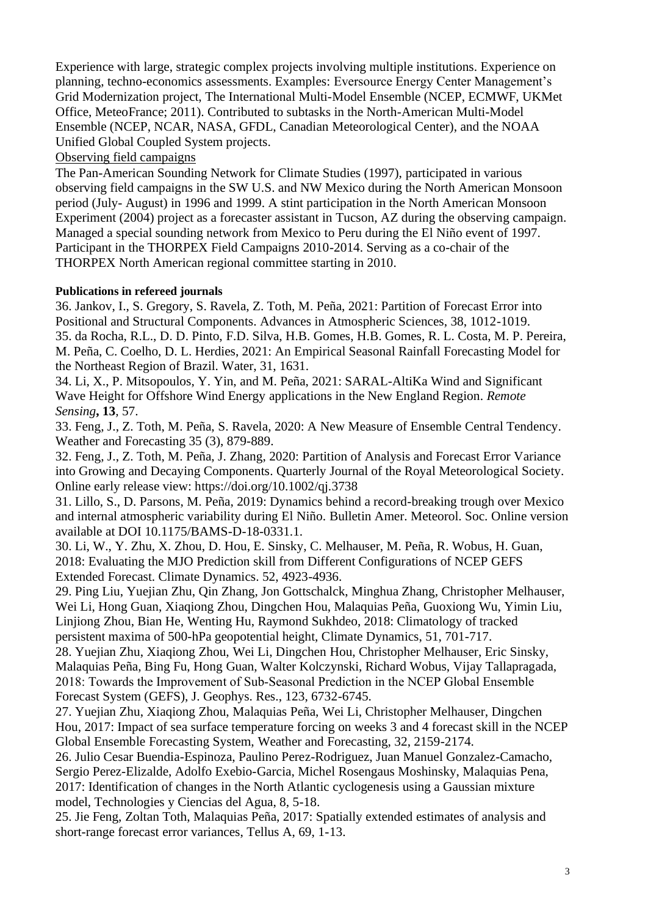Experience with large, strategic complex projects involving multiple institutions. Experience on planning, techno-economics assessments. Examples: Eversource Energy Center Management's Grid Modernization project, The International Multi-Model Ensemble (NCEP, ECMWF, UKMet Office, MeteoFrance; 2011). Contributed to subtasks in the North-American Multi-Model Ensemble (NCEP, NCAR, NASA, GFDL, Canadian Meteorological Center), and the NOAA Unified Global Coupled System projects.

Observing field campaigns

The Pan-American Sounding Network for Climate Studies (1997), participated in various observing field campaigns in the SW U.S. and NW Mexico during the North American Monsoon period (July- August) in 1996 and 1999. A stint participation in the North American Monsoon Experiment (2004) project as a forecaster assistant in Tucson, AZ during the observing campaign. Managed a special sounding network from Mexico to Peru during the El Niño event of 1997. Participant in the THORPEX Field Campaigns 2010-2014. Serving as a co-chair of the THORPEX North American regional committee starting in 2010.

**Publications in refereed journals**

36. Jankov, I., S. Gregory, S. Ravela, Z. Toth, M. Peña, 2021: Partition of Forecast Error into Positional and Structural Components. Advances in Atmospheric Sciences, 38, 1012-1019.

35. da Rocha, R.L., D. D. Pinto, F.D. Silva, H.B. Gomes, H.B. Gomes, R. L. Costa, M. P. Pereira, M. Peña, C. Coelho, D. L. Herdies, 2021: An Empirical Seasonal Rainfall Forecasting Model for the Northeast Region of Brazil. Water, 31, 1631.

34. Li, X., P. Mitsopoulos, Y. Yin, and M. Peña, 2021: SARAL-AltiKa Wind and Significant Wave Height for Offshore Wind Energy applications in the New England Region. *Remote Sensing*, **13**, 57.

33. Feng, J., Z. Toth, M. Peña, S. Ravela, 2020: A New Measure of Ensemble Central Tendency. Weather and Forecasting 35 (3), 879-889.

32. Feng, J., Z. Toth, M. Peña, J. Zhang, 2020: Partition of Analysis and Forecast Error Variance into Growing and Decaying Components. Quarterly Journal of the Royal Meteorological Society. Online early release view: https://doi.org/10.1002/qj.3738

31. Lillo, S., D. Parsons, M. Peña, 2019: Dynamics behind a record-breaking trough over Mexico and internal atmospheric variability during El Niño. Bulletin Amer. Meteorol. Soc. Online version available at DOI 10.1175/BAMS-D-18-0331.1.

30. Li, W., Y. Zhu, X. Zhou, D. Hou, E. Sinsky, C. Melhauser, M. Peña, R. Wobus, H. Guan, 2018: Evaluating the MJO Prediction skill from Different Configurations of NCEP GEFS Extended Forecast. Climate Dynamics. 52, 4923-4936.

29. Ping Liu, Yuejian Zhu, Qin Zhang, Jon Gottschalck, Minghua Zhang, Christopher Melhauser, Wei Li, Hong Guan, Xiaqiong Zhou, Dingchen Hou, Malaquias Peña, Guoxiong Wu, Yimin Liu, Linjiong Zhou, Bian He, Wenting Hu, Raymond Sukhdeo, 2018: Climatology of tracked persistent maxima of 500-hPa geopotential height, Climate Dynamics, 51, 701-717.

28. Yuejian Zhu, Xiaqiong Zhou, Wei Li, Dingchen Hou, Christopher Melhauser, Eric Sinsky, Malaquias Peña, Bing Fu, Hong Guan, Walter Kolczynski, Richard Wobus, Vijay Tallapragada, 2018: Towards the Improvement of Sub-Seasonal Prediction in the NCEP Global Ensemble Forecast System (GEFS), J. Geophys. Res., 123, 6732-6745.

27. Yuejian Zhu, Xiaqiong Zhou, Malaquias Peña, Wei Li, Christopher Melhauser, Dingchen Hou, 2017: Impact of sea surface temperature forcing on weeks 3 and 4 forecast skill in the NCEP Global Ensemble Forecasting System, Weather and Forecasting, 32, 2159-2174.

26. Julio Cesar Buendia-Espinoza, Paulino Perez-Rodriguez, Juan Manuel Gonzalez-Camacho, Sergio Perez-Elizalde, Adolfo Exebio-Garcia, Michel Rosengaus Moshinsky, Malaquias Pena, 2017: Identification of changes in the North Atlantic cyclogenesis using a Gaussian mixture model, Technologies y Ciencias del Agua, 8, 5-18.

25. Jie Feng, Zoltan Toth, Malaquias Peña, 2017: Spatially extended estimates of analysis and short-range forecast error variances, Tellus A, 69, 1-13.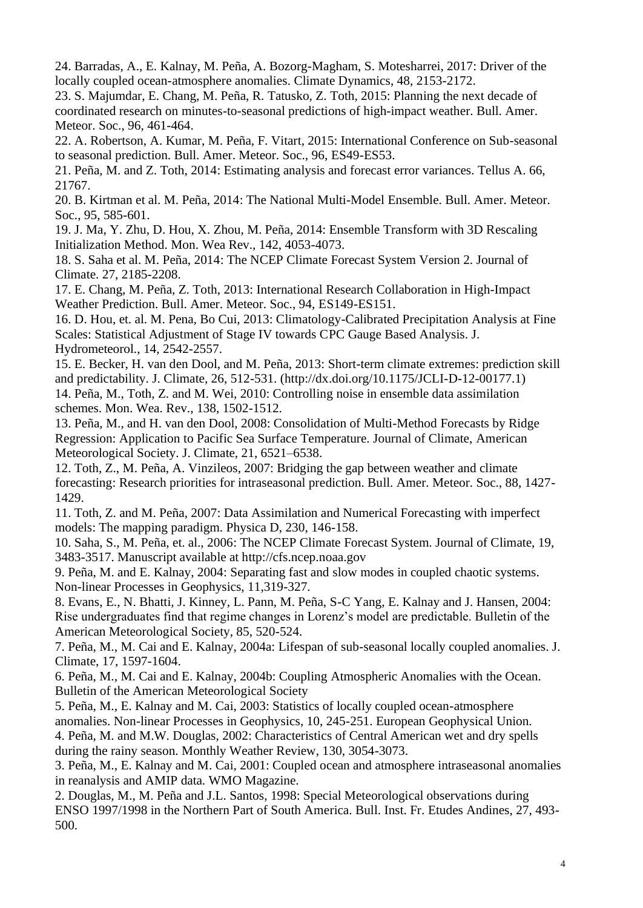24. Barradas, A., E. Kalnay, M. Peña, A. Bozorg-Magham, S. Motesharrei, 2017: Driver of the locally coupled ocean-atmosphere anomalies. Climate Dynamics, 48, 2153-2172.

23. S. Majumdar, E. Chang, M. Peña, R. Tatusko, Z. Toth, 2015: Planning the next decade of coordinated research on minutes-to-seasonal predictions of high-impact weather. Bull. Amer. Meteor. Soc., 96, 461-464.

22. A. Robertson, A. Kumar, M. Peña, F. Vitart, 2015: International Conference on Sub-seasonal to seasonal prediction. Bull. Amer. Meteor. Soc., 96, ES49-ES53.

21. Peña, M. and Z. Toth, 2014: Estimating analysis and forecast error variances. Tellus A. 66, 21767.

20. B. Kirtman et al. M. Peña, 2014: The National Multi-Model Ensemble. Bull. Amer. Meteor. Soc., 95, 585-601.

19. J. Ma, Y. Zhu, D. Hou, X. Zhou, M. Peña, 2014: Ensemble Transform with 3D Rescaling Initialization Method. Mon. Wea Rev., 142, 4053-4073.

18. S. Saha et al. M. Peña, 2014: The NCEP Climate Forecast System Version 2. Journal of Climate. 27, 2185-2208.

17. E. Chang, M. Peña, Z. Toth, 2013: International Research Collaboration in High-Impact Weather Prediction. Bull. Amer. Meteor. Soc., 94, ES149-ES151.

16. D. Hou, et. al. M. Pena, Bo Cui, 2013: Climatology-Calibrated Precipitation Analysis at Fine Scales: Statistical Adjustment of Stage IV towards CPC Gauge Based Analysis. J. Hydrometeorol., 14, 2542-2557.

15. E. Becker, H. van den Dool, and M. Peña, 2013: Short-term climate extremes: prediction skill and predictability. J. Climate, 26, 512-531. (http://dx.doi.org/10.1175/JCLI-D-12-00177.1)

14. Peña, M., Toth, Z. and M. Wei, 2010: Controlling noise in ensemble data assimilation schemes. Mon. Wea. Rev., 138, 1502-1512.

13. Peña, M., and H. van den Dool, 2008: Consolidation of Multi-Method Forecasts by Ridge Regression: Application to Pacific Sea Surface Temperature. Journal of Climate, American Meteorological Society. J. Climate, 21, 6521–6538.

12. Toth, Z., M. Peña, A. Vinzileos, 2007: Bridging the gap between weather and climate forecasting: Research priorities for intraseasonal prediction. Bull. Amer. Meteor. Soc., 88, 1427-1429.

11. Toth, Z. and M. Peña, 2007: Data Assimilation and Numerical Forecasting with imperfect models: The mapping paradigm. Physica D, 230, 146-158.

10. Saha, S., M. Peña, et. al., 2006: The NCEP Climate Forecast System. Journal of Climate, 19, 3483-3517. Manuscript available at http://cfs.ncep.noaa.gov

9. Peña, M. and E. Kalnay, 2004: Separating fast and slow modes in coupled chaotic systems. Non-linear Processes in Geophysics, 11,319-327.

8. Evans, E., N. Bhatti, J. Kinney, L. Pann, M. Peña, S-C Yang, E. Kalnay and J. Hansen, 2004: Rise undergraduates find that regime changes in Lorenz's model are predictable. Bulletin of the American Meteorological Society, 85, 520-524.

7. Peña, M., M. Cai and E. Kalnay, 2004a: Lifespan of sub-seasonal locally coupled anomalies. J. Climate, 17, 1597-1604.

6. Peña, M., M. Cai and E. Kalnay, 2004b: Coupling Atmospheric Anomalies with the Ocean. Bulletin of the American Meteorological Society

5. Peña, M., E. Kalnay and M. Cai, 2003: Statistics of locally coupled ocean-atmosphere anomalies. Non-linear Processes in Geophysics, 10, 245-251. European Geophysical Union.

4. Peña, M. and M.W. Douglas, 2002: Characteristics of Central American wet and dry spells during the rainy season. Monthly Weather Review, 130, 3054-3073.

3. Peña, M., E. Kalnay and M. Cai, 2001: Coupled ocean and atmosphere intraseasonal anomalies in reanalysis and AMIP data. WMO Magazine.

2. Douglas, M., M. Peña and J.L. Santos, 1998: Special Meteorological observations during ENSO 1997/1998 in the Northern Part of South America. Bull. Inst. Fr. Etudes Andines, 27, 493-500.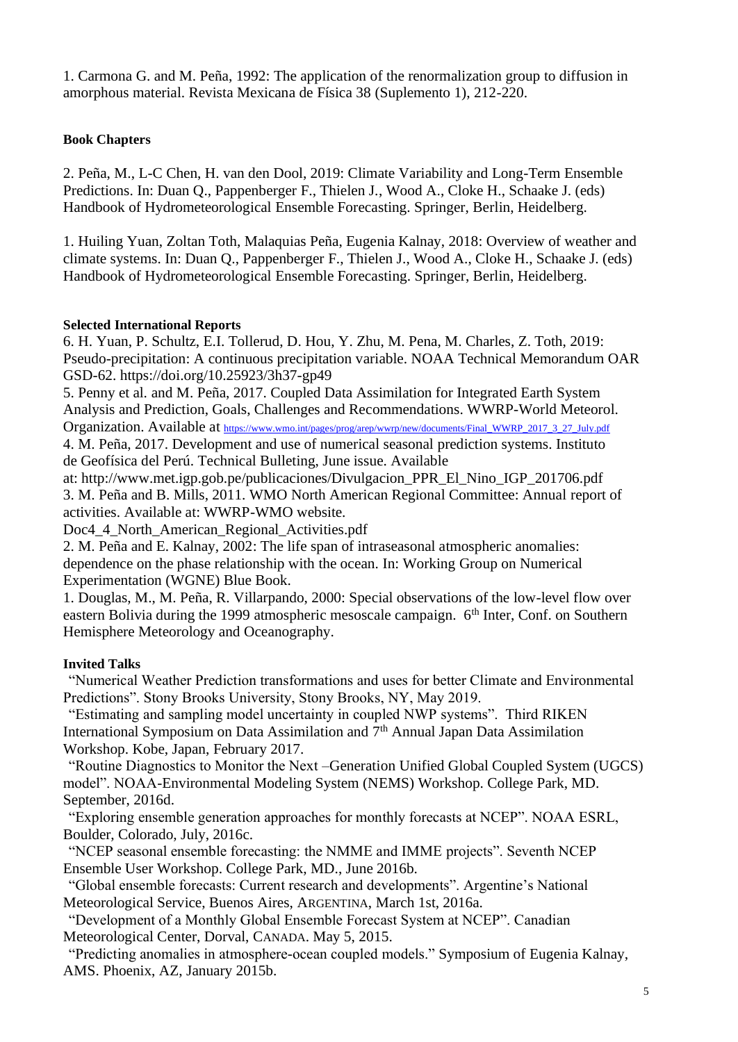1. Carmona G. and M. Peña, 1992: The application of the renormalization group to diffusion in amorphous material. Revista Mexicana de Física 38 (Suplemento 1), 212-220.

**Book Chapters**

2. Peña, M., L-C Chen, H. van den Dool, 2019: Climate Variability and Long-Term Ensemble Predictions. In: Duan Q., Pappenberger F., Thielen J., Wood A., Cloke H., Schaake J. (eds) Handbook of Hydrometeorological Ensemble Forecasting. Springer, Berlin, Heidelberg.

1. Huiling Yuan, Zoltan Toth, Malaquias Peña, Eugenia Kalnay, 2018: Overview of weather and climate systems. In: Duan Q., Pappenberger F., Thielen J., Wood A., Cloke H., Schaake J. (eds) Handbook of Hydrometeorological Ensemble Forecasting. Springer, Berlin, Heidelberg.

**Selected International Reports**

6. H. Yuan, P. Schultz, E.I. Tollerud, D. Hou, Y. Zhu, M. Pena, M. Charles, Z. Toth, 2019: Pseudo-precipitation: A continuous precipitation variable. NOAA Technical Memorandum OAR GSD-62. https://doi.org/10.25923/3h37-gp49
5. Penny et al. and M. Peña, 2017. Coupled Data Assimilation for Integrated Earth System Analysis and Prediction, Goals, Challenges and Recommendations. WWRP-World Meteorol. Organization. Available at https://www.wmo.int/pages/prog/arep/wwrp/new/documents/Final_WWRP_2017_3_27_July.pdf
4. M. Peña, 2017. Development and use of numerical seasonal prediction systems. Instituto de Geofísica del Perú. Technical Bulleting, June issue. Available at: http://www.met.igp.gob.pe/publicaciones/Divulgacion_PPR_El_Nino_IGP_201706.pdf
3. M. Peña and B. Mills, 2011. WMO North American Regional Committee: Annual report of activities. Available at: WWRP-WMO website. Doc4_4_North_American_Regional_Activities.pdf
2. M. Peña and E. Kalnay, 2002: The life span of intraseasonal atmospheric anomalies: dependence on the phase relationship with the ocean. In: Working Group on Numerical Experimentation (WGNE) Blue Book.
1. Douglas, M., M. Peña, R. Villarpando, 2000: Special observations of the low-level flow over eastern Bolivia during the 1999 atmospheric mesoscale campaign. 6th Inter, Conf. on Southern Hemisphere Meteorology and Oceanography.

**Invited Talks**

"Numerical Weather Prediction transformations and uses for better Climate and Environmental Predictions". Stony Brooks University, Stony Brooks, NY, May 2019.

"Estimating and sampling model uncertainty in coupled NWP systems". Third RIKEN International Symposium on Data Assimilation and 7th Annual Japan Data Assimilation Workshop. Kobe, Japan, February 2017.

"Routine Diagnostics to Monitor the Next –Generation Unified Global Coupled System (UGCS) model". NOAA-Environmental Modeling System (NEMS) Workshop. College Park, MD. September, 2016d.

"Exploring ensemble generation approaches for monthly forecasts at NCEP". NOAA ESRL, Boulder, Colorado, July, 2016c.

"NCEP seasonal ensemble forecasting: the NMME and IMME projects". Seventh NCEP Ensemble User Workshop. College Park, MD., June 2016b.

"Global ensemble forecasts: Current research and developments". Argentine's National Meteorological Service, Buenos Aires, ARGENTINA, March 1st, 2016a.

"Development of a Monthly Global Ensemble Forecast System at NCEP". Canadian Meteorological Center, Dorval, CANADA. May 5, 2015.

"Predicting anomalies in atmosphere-ocean coupled models." Symposium of Eugenia Kalnay, AMS. Phoenix, AZ, January 2015b.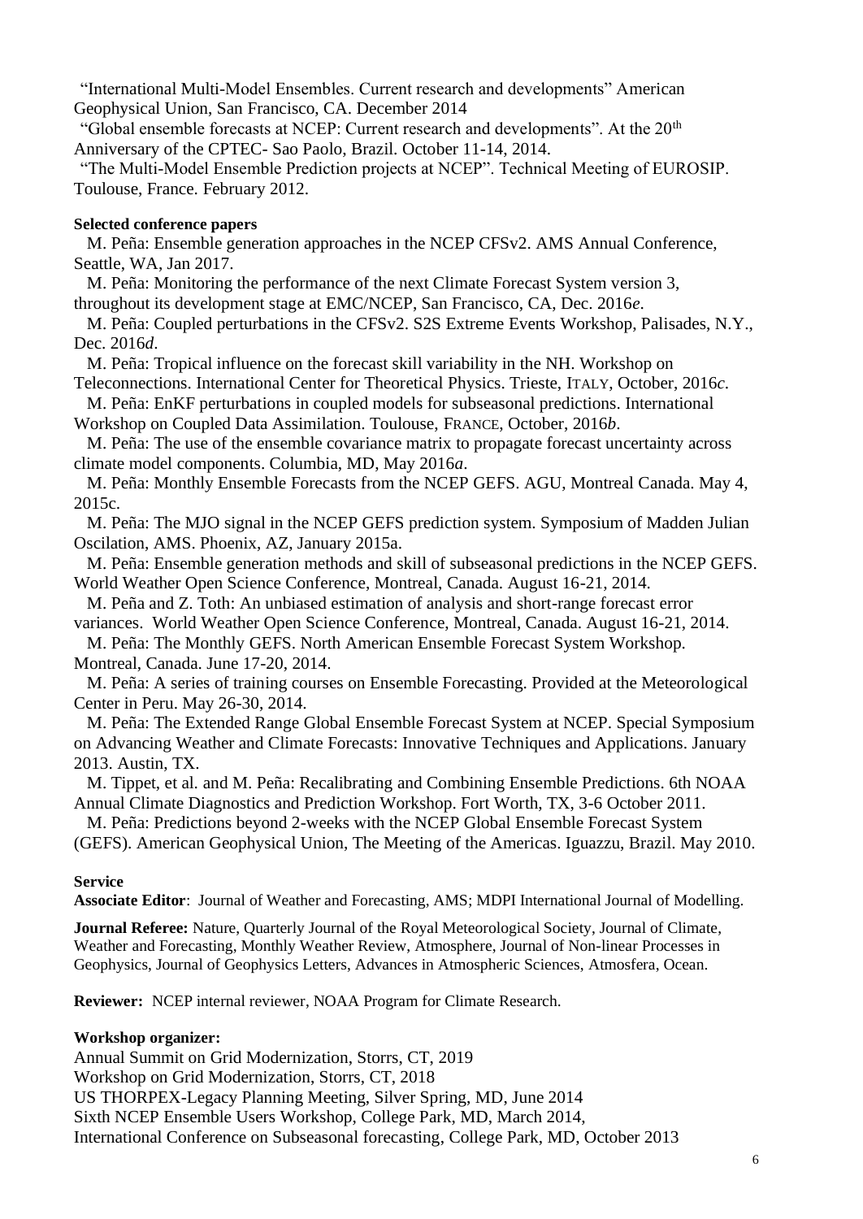"International Multi-Model Ensembles. Current research and developments" American Geophysical Union, San Francisco, CA. December 2014

"Global ensemble forecasts at NCEP: Current research and developments". At the 20th Anniversary of the CPTEC- Sao Paolo, Brazil. October 11-14, 2014.

"The Multi-Model Ensemble Prediction projects at NCEP". Technical Meeting of EUROSIP. Toulouse, France. February 2012.

**Selected conference papers**

M. Peña: Ensemble generation approaches in the NCEP CFSv2. AMS Annual Conference, Seattle, WA, Jan 2017.

M. Peña: Monitoring the performance of the next Climate Forecast System version 3, throughout its development stage at EMC/NCEP, San Francisco, CA, Dec. 2016*e*.

M. Peña: Coupled perturbations in the CFSv2. S2S Extreme Events Workshop, Palisades, N.Y., Dec. 2016*d*.

M. Peña: Tropical influence on the forecast skill variability in the NH. Workshop on Teleconnections. International Center for Theoretical Physics. Trieste, ITALY, October, 2016*c*.

M. Peña: EnKF perturbations in coupled models for subseasonal predictions. International Workshop on Coupled Data Assimilation. Toulouse, FRANCE, October, 2016*b*.

M. Peña: The use of the ensemble covariance matrix to propagate forecast uncertainty across climate model components. Columbia, MD, May 2016*a*.

M. Peña: Monthly Ensemble Forecasts from the NCEP GEFS. AGU, Montreal Canada. May 4, 2015c.

M. Peña: The MJO signal in the NCEP GEFS prediction system. Symposium of Madden Julian Oscilation, AMS. Phoenix, AZ, January 2015a.

M. Peña: Ensemble generation methods and skill of subseasonal predictions in the NCEP GEFS. World Weather Open Science Conference, Montreal, Canada. August 16-21, 2014.

M. Peña and Z. Toth: An unbiased estimation of analysis and short-range forecast error variances. World Weather Open Science Conference, Montreal, Canada. August 16-21, 2014.

M. Peña: The Monthly GEFS. North American Ensemble Forecast System Workshop. Montreal, Canada. June 17-20, 2014.

M. Peña: A series of training courses on Ensemble Forecasting. Provided at the Meteorological Center in Peru. May 26-30, 2014.

M. Peña: The Extended Range Global Ensemble Forecast System at NCEP. Special Symposium on Advancing Weather and Climate Forecasts: Innovative Techniques and Applications. January 2013. Austin, TX.

M. Tippet, et al. and M. Peña: Recalibrating and Combining Ensemble Predictions. 6th NOAA Annual Climate Diagnostics and Prediction Workshop. Fort Worth, TX, 3-6 October 2011.

M. Peña: Predictions beyond 2-weeks with the NCEP Global Ensemble Forecast System (GEFS). American Geophysical Union, The Meeting of the Americas. Iguazzu, Brazil. May 2010.

**Service**

**Associate Editor**: Journal of Weather and Forecasting, AMS; MDPI International Journal of Modelling.

**Journal Referee:** Nature, Quarterly Journal of the Royal Meteorological Society, Journal of Climate, Weather and Forecasting, Monthly Weather Review, Atmosphere, Journal of Non-linear Processes in Geophysics, Journal of Geophysics Letters, Advances in Atmospheric Sciences, Atmosfera, Ocean.

**Reviewer:** NCEP internal reviewer, NOAA Program for Climate Research.

**Workshop organizer:**

Annual Summit on Grid Modernization, Storrs, CT, 2019
Workshop on Grid Modernization, Storrs, CT, 2018
US THORPEX-Legacy Planning Meeting, Silver Spring, MD, June 2014
Sixth NCEP Ensemble Users Workshop, College Park, MD, March 2014,
International Conference on Subseasonal forecasting, College Park, MD, October 2013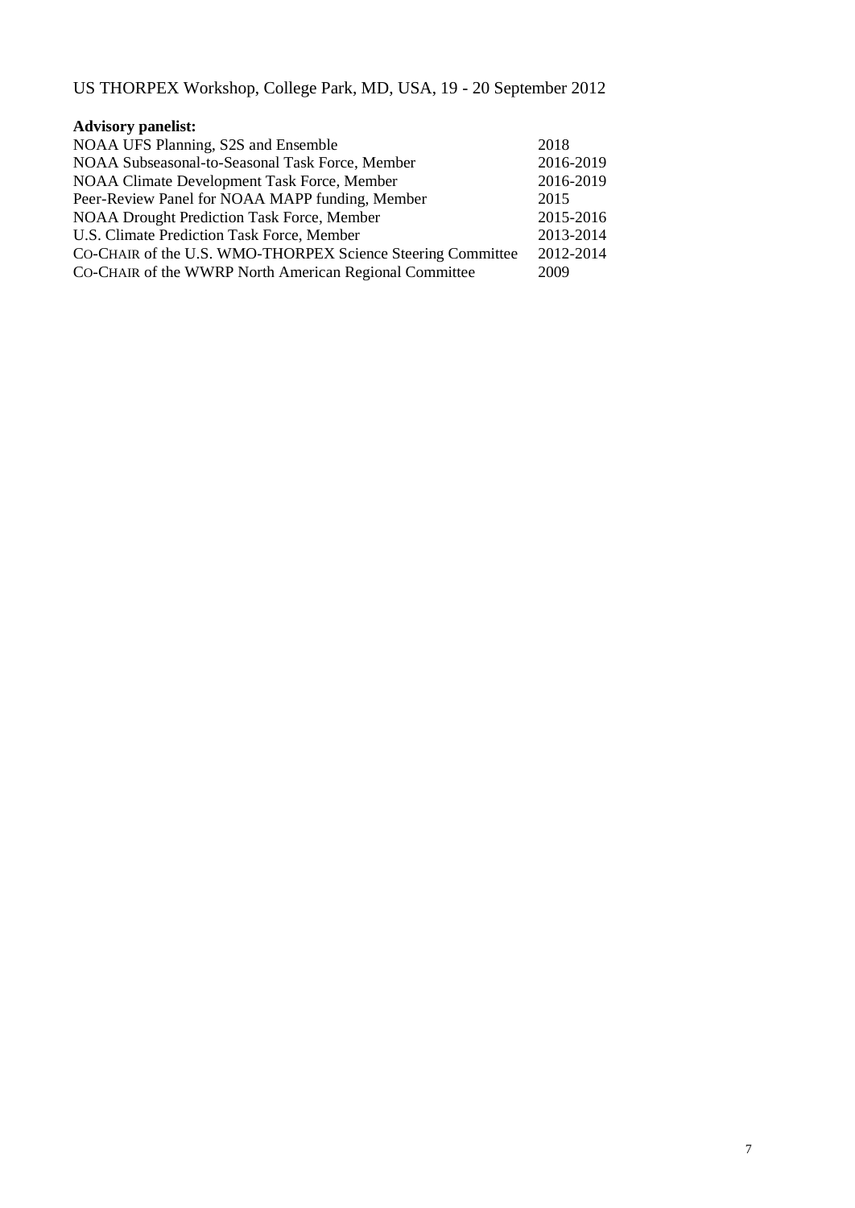US THORPEX Workshop, College Park, MD, USA, 19 - 20 September 2012

**Advisory panelist:**

| | |
|---|---|
| NOAA UFS Planning, S2S and Ensemble | 2018 |
| NOAA Subseasonal-to-Seasonal Task Force, Member | 2016-2019 |
| NOAA Climate Development Task Force, Member | 2016-2019 |
| Peer-Review Panel for NOAA MAPP funding, Member | 2015 |
| NOAA Drought Prediction Task Force, Member | 2015-2016 |
| U.S. Climate Prediction Task Force, Member | 2013-2014 |
| CO-CHAIR of the U.S. WMO-THORPEX Science Steering Committee | 2012-2014 |
| CO-CHAIR of the WWRP North American Regional Committee | 2009 |